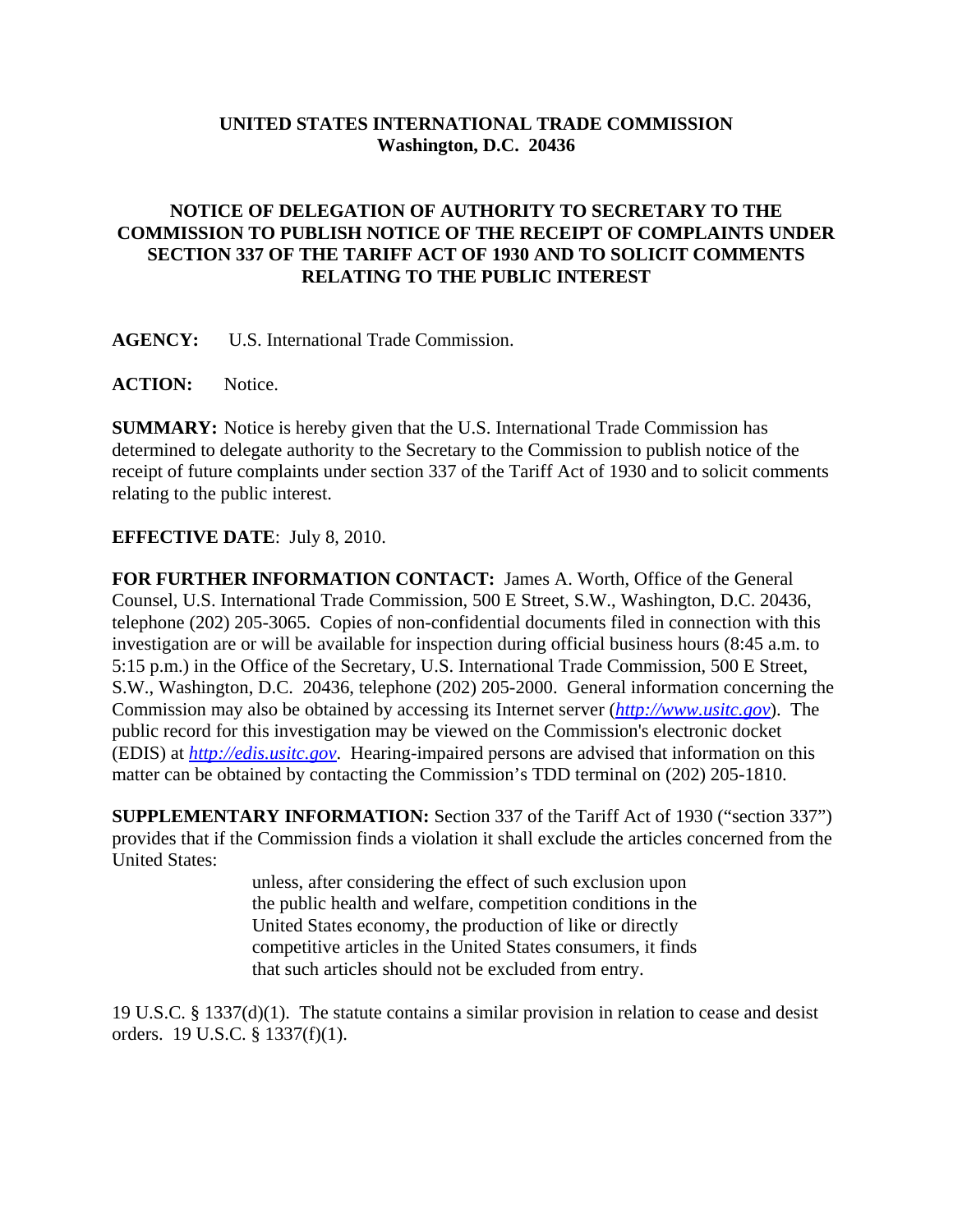**UNITED STATES INTERNATIONAL TRADE COMMISSION**
**Washington, D.C. 20436**

# NOTICE OF DELEGATION OF AUTHORITY TO SECRETARY TO THE COMMISSION TO PUBLISH NOTICE OF THE RECEIPT OF COMPLAINTS UNDER SECTION 337 OF THE TARIFF ACT OF 1930 AND TO SOLICIT COMMENTS RELATING TO THE PUBLIC INTEREST

**AGENCY:** U.S. International Trade Commission.

**ACTION:** Notice.

**SUMMARY:** Notice is hereby given that the U.S. International Trade Commission has determined to delegate authority to the Secretary to the Commission to publish notice of the receipt of future complaints under section 337 of the Tariff Act of 1930 and to solicit comments relating to the public interest.

**EFFECTIVE DATE**: July 8, 2010.

**FOR FURTHER INFORMATION CONTACT:** James A. Worth, Office of the General Counsel, U.S. International Trade Commission, 500 E Street, S.W., Washington, D.C. 20436, telephone (202) 205-3065. Copies of non-confidential documents filed in connection with this investigation are or will be available for inspection during official business hours (8:45 a.m. to 5:15 p.m.) in the Office of the Secretary, U.S. International Trade Commission, 500 E Street, S.W., Washington, D.C. 20436, telephone (202) 205-2000. General information concerning the Commission may also be obtained by accessing its Internet server (*http://www.usitc.gov*). The public record for this investigation may be viewed on the Commission's electronic docket (EDIS) at *http://edis.usitc.gov*. Hearing-impaired persons are advised that information on this matter can be obtained by contacting the Commission's TDD terminal on (202) 205-1810.

**SUPPLEMENTARY INFORMATION:** Section 337 of the Tariff Act of 1930 ("section 337") provides that if the Commission finds a violation it shall exclude the articles concerned from the United States:

> unless, after considering the effect of such exclusion upon the public health and welfare, competition conditions in the United States economy, the production of like or directly competitive articles in the United States consumers, it finds that such articles should not be excluded from entry.

19 U.S.C. § 1337(d)(1). The statute contains a similar provision in relation to cease and desist orders. 19 U.S.C. § 1337(f)(1).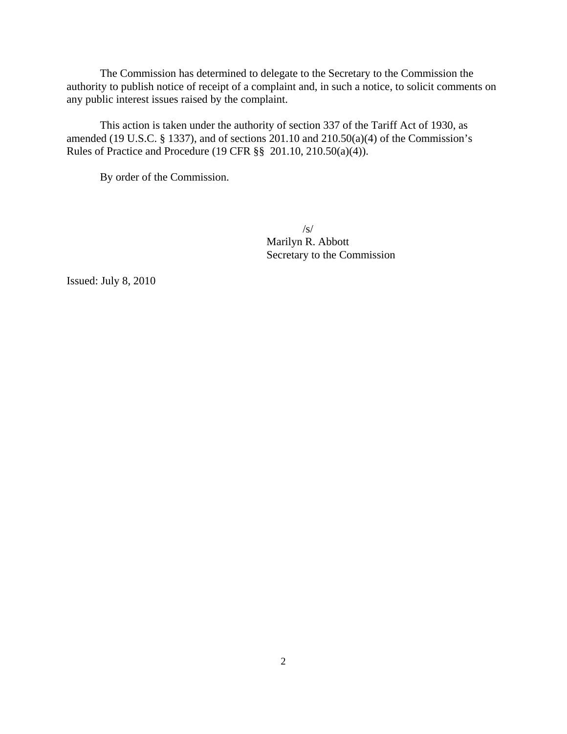The Commission has determined to delegate to the Secretary to the Commission the authority to publish notice of receipt of a complaint and, in such a notice, to solicit comments on any public interest issues raised by the complaint.

This action is taken under the authority of section 337 of the Tariff Act of 1930, as amended (19 U.S.C. § 1337), and of sections 201.10 and 210.50(a)(4) of the Commission's Rules of Practice and Procedure (19 CFR §§ 201.10, 210.50(a)(4)).

By order of the Commission.

/s/
Marilyn R. Abbott
Secretary to the Commission

Issued: July 8, 2010